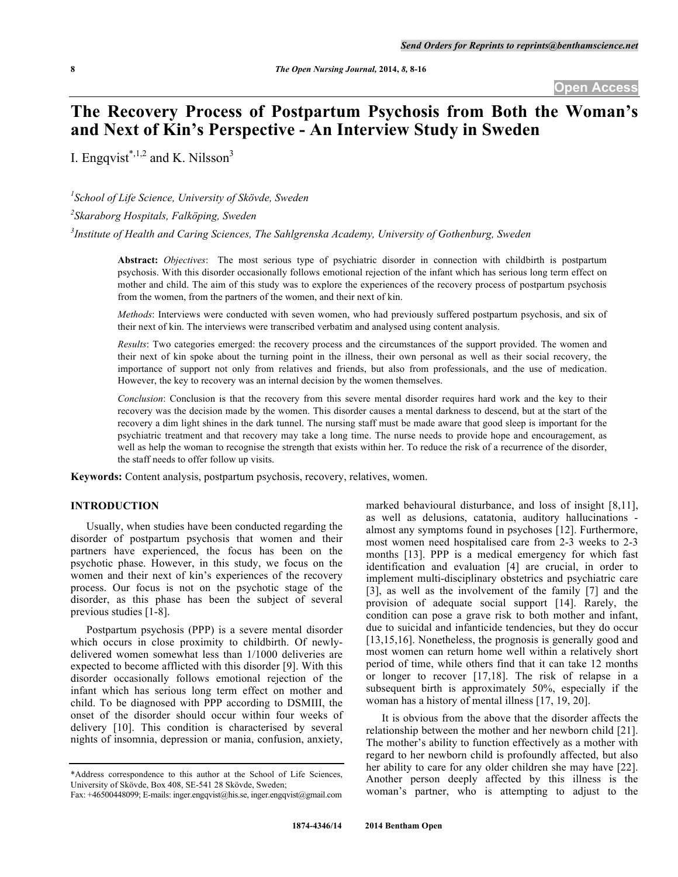# The Recovery Process of Postpartum Psychosis from Both the Woman's and Next of Kin's Perspective - An Interview Study in Sweden

I. Engqvist[*,1,2] and K. Nilsson[3]

[1] *School of Life Science, University of Skövde, Sweden*

[2] *Skaraborg Hospitals, Falköping, Sweden*

[3] *Institute of Health and Caring Sciences, The Sahlgrenska Academy, University of Gothenburg, Sweden*

**Abstract:** *Objectives*: The most serious type of psychiatric disorder in connection with childbirth is postpartum psychosis. With this disorder occasionally follows emotional rejection of the infant which has serious long term effect on mother and child. The aim of this study was to explore the experiences of the recovery process of postpartum psychosis from the women, from the partners of the women, and their next of kin.

*Methods*: Interviews were conducted with seven women, who had previously suffered postpartum psychosis, and six of their next of kin. The interviews were transcribed verbatim and analysed using content analysis.

*Results*: Two categories emerged: the recovery process and the circumstances of the support provided. The women and their next of kin spoke about the turning point in the illness, their own personal as well as their social recovery, the importance of support not only from relatives and friends, but also from professionals, and the use of medication. However, the key to recovery was an internal decision by the women themselves.

*Conclusion*: Conclusion is that the recovery from this severe mental disorder requires hard work and the key to their recovery was the decision made by the women. This disorder causes a mental darkness to descend, but at the start of the recovery a dim light shines in the dark tunnel. The nursing staff must be made aware that good sleep is important for the psychiatric treatment and that recovery may take a long time. The nurse needs to provide hope and encouragement, as well as help the woman to recognise the strength that exists within her. To reduce the risk of a recurrence of the disorder, the staff needs to offer follow up visits.

**Keywords:** Content analysis, postpartum psychosis, recovery, relatives, women.

## INTRODUCTION

Usually, when studies have been conducted regarding the disorder of postpartum psychosis that women and their partners have experienced, the focus has been on the psychotic phase. However, in this study, we focus on the women and their next of kin's experiences of the recovery process. Our focus is not on the psychotic stage of the disorder, as this phase has been the subject of several previous studies [1-8].

Postpartum psychosis (PPP) is a severe mental disorder which occurs in close proximity to childbirth. Of newly-delivered women somewhat less than 1/1000 deliveries are expected to become afflicted with this disorder [9]. With this disorder occasionally follows emotional rejection of the infant which has serious long term effect on mother and child. To be diagnosed with PPP according to DSMIII, the onset of the disorder should occur within four weeks of delivery [10]. This condition is characterised by several nights of insomnia, depression or mania, confusion, anxiety, marked behavioural disturbance, and loss of insight [8,11], as well as delusions, catatonia, auditory hallucinations - almost any symptoms found in psychoses [12]. Furthermore, most women need hospitalised care from 2-3 weeks to 2-3 months [13]. PPP is a medical emergency for which fast identification and evaluation [4] are crucial, in order to implement multi-disciplinary obstetrics and psychiatric care [3], as well as the involvement of the family [7] and the provision of adequate social support [14]. Rarely, the condition can pose a grave risk to both mother and infant, due to suicidal and infanticide tendencies, but they do occur [13,15,16]. Nonetheless, the prognosis is generally good and most women can return home well within a relatively short period of time, while others find that it can take 12 months or longer to recover [17,18]. The risk of relapse in a subsequent birth is approximately 50%, especially if the woman has a history of mental illness [17, 19, 20].

It is obvious from the above that the disorder affects the relationship between the mother and her newborn child [21]. The mother's ability to function effectively as a mother with regard to her newborn child is profoundly affected, but also her ability to care for any older children she may have [22]. Another person deeply affected by this illness is the woman's partner, who is attempting to adjust to the

*Address correspondence to this author at the School of Life Sciences, University of Skövde, Box 408, SE-541 28 Skövde, Sweden; Fax: +46500448099; E-mails: inger.engqvist@his.se, inger.engqvist@gmail.com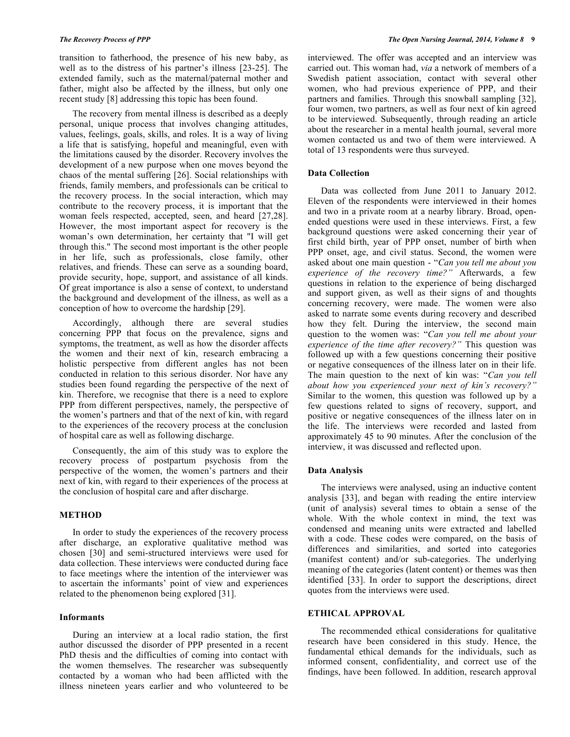transition to fatherhood, the presence of his new baby, as well as to the distress of his partner's illness [23-25]. The extended family, such as the maternal/paternal mother and father, might also be affected by the illness, but only one recent study [8] addressing this topic has been found.

The recovery from mental illness is described as a deeply personal, unique process that involves changing attitudes, values, feelings, goals, skills, and roles. It is a way of living a life that is satisfying, hopeful and meaningful, even with the limitations caused by the disorder. Recovery involves the development of a new purpose when one moves beyond the chaos of the mental suffering [26]. Social relationships with friends, family members, and professionals can be critical to the recovery process. In the social interaction, which may contribute to the recovery process, it is important that the woman feels respected, accepted, seen, and heard [27,28]. However, the most important aspect for recovery is the woman's own determination, her certainty that "I will get through this." The second most important is the other people in her life, such as professionals, close family, other relatives, and friends. These can serve as a sounding board, provide security, hope, support, and assistance of all kinds. Of great importance is also a sense of context, to understand the background and development of the illness, as well as a conception of how to overcome the hardship [29].

Accordingly, although there are several studies concerning PPP that focus on the prevalence, signs and symptoms, the treatment, as well as how the disorder affects the women and their next of kin, research embracing a holistic perspective from different angles has not been conducted in relation to this serious disorder. Nor have any studies been found regarding the perspective of the next of kin. Therefore, we recognise that there is a need to explore PPP from different perspectives, namely, the perspective of the women's partners and that of the next of kin, with regard to the experiences of the recovery process at the conclusion of hospital care as well as following discharge.

Consequently, the aim of this study was to explore the recovery process of postpartum psychosis from the perspective of the women, the women's partners and their next of kin, with regard to their experiences of the process at the conclusion of hospital care and after discharge.

## METHOD

In order to study the experiences of the recovery process after discharge, an explorative qualitative method was chosen [30] and semi-structured interviews were used for data collection. These interviews were conducted during face to face meetings where the intention of the interviewer was to ascertain the informants' point of view and experiences related to the phenomenon being explored [31].

### Informants

During an interview at a local radio station, the first author discussed the disorder of PPP presented in a recent PhD thesis and the difficulties of coming into contact with the women themselves. The researcher was subsequently contacted by a woman who had been afflicted with the illness nineteen years earlier and who volunteered to be interviewed. The offer was accepted and an interview was carried out. This woman had, *via* a network of members of a Swedish patient association, contact with several other women, who had previous experience of PPP, and their partners and families. Through this snowball sampling [32], four women, two partners, as well as four next of kin agreed to be interviewed. Subsequently, through reading an article about the researcher in a mental health journal, several more women contacted us and two of them were interviewed. A total of 13 respondents were thus surveyed.

### Data Collection

Data was collected from June 2011 to January 2012. Eleven of the respondents were interviewed in their homes and two in a private room at a nearby library. Broad, open-ended questions were used in these interviews. First, a few background questions were asked concerning their year of first child birth, year of PPP onset, number of birth when PPP onset, age, and civil status. Second, the women were asked about one main question - "*Can you tell me about you experience of the recovery time?*" Afterwards, a few questions in relation to the experience of being discharged and support given, as well as their signs of and thoughts concerning recovery, were made. The women were also asked to narrate some events during recovery and described how they felt. During the interview, the second main question to the women was: "*Can you tell me about your experience of the time after recovery?*" This question was followed up with a few questions concerning their positive or negative consequences of the illness later on in their life. The main question to the next of kin was: "*Can you tell about how you experienced your next of kin's recovery?*" Similar to the women, this question was followed up by a few questions related to signs of recovery, support, and positive or negative consequences of the illness later on in the life. The interviews were recorded and lasted from approximately 45 to 90 minutes. After the conclusion of the interview, it was discussed and reflected upon.

### Data Analysis

The interviews were analysed, using an inductive content analysis [33], and began with reading the entire interview (unit of analysis) several times to obtain a sense of the whole. With the whole context in mind, the text was condensed and meaning units were extracted and labelled with a code. These codes were compared, on the basis of differences and similarities, and sorted into categories (manifest content) and/or sub-categories. The underlying meaning of the categories (latent content) or themes was then identified [33]. In order to support the descriptions, direct quotes from the interviews were used.

## ETHICAL APPROVAL

The recommended ethical considerations for qualitative research have been considered in this study. Hence, the fundamental ethical demands for the individuals, such as informed consent, confidentiality, and correct use of the findings, have been followed. In addition, research approval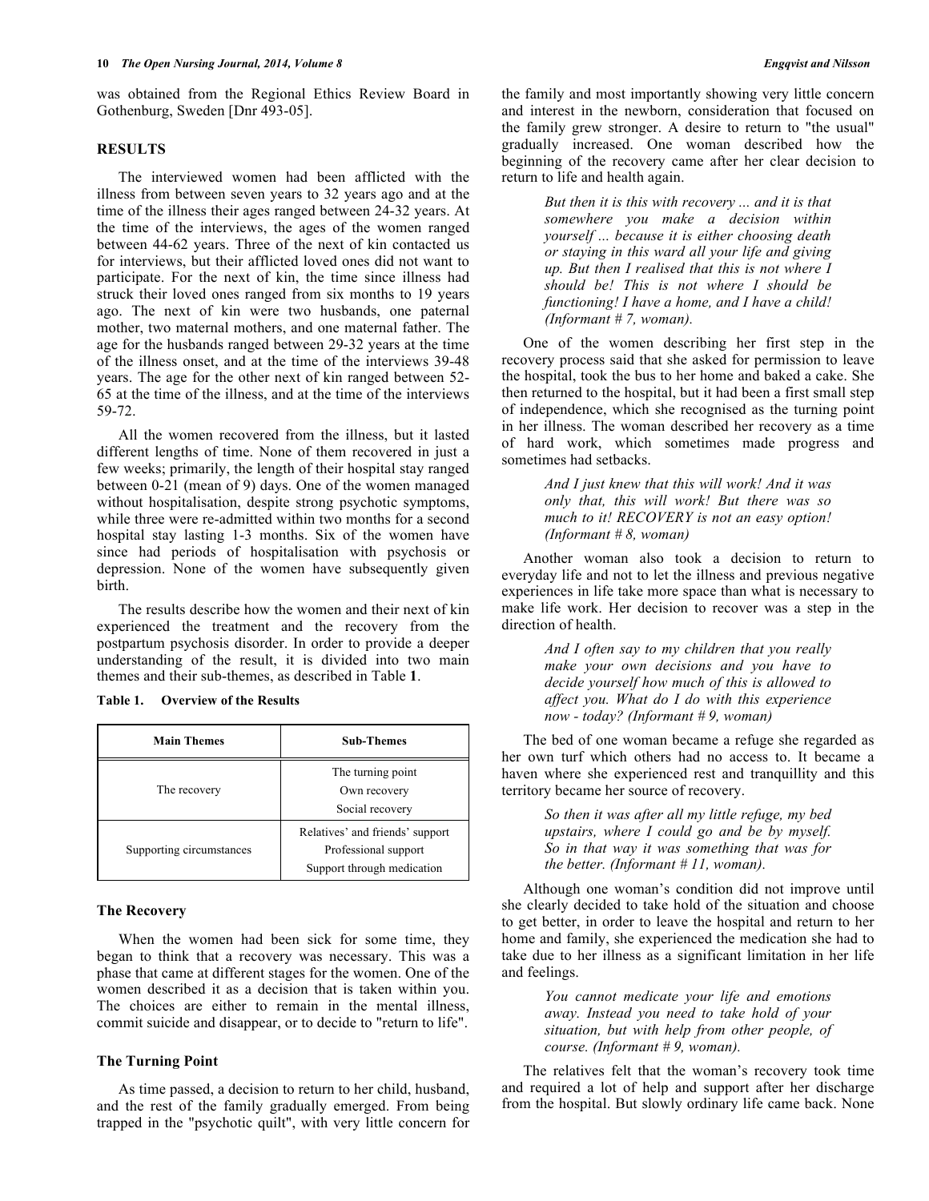was obtained from the Regional Ethics Review Board in Gothenburg, Sweden [Dnr 493-05].

## RESULTS

The interviewed women had been afflicted with the illness from between seven years to 32 years ago and at the time of the illness their ages ranged between 24-32 years. At the time of the interviews, the ages of the women ranged between 44-62 years. Three of the next of kin contacted us for interviews, but their afflicted loved ones did not want to participate. For the next of kin, the time since illness had struck their loved ones ranged from six months to 19 years ago. The next of kin were two husbands, one paternal mother, two maternal mothers, and one maternal father. The age for the husbands ranged between 29-32 years at the time of the illness onset, and at the time of the interviews 39-48 years. The age for the other next of kin ranged between 52-65 at the time of the illness, and at the time of the interviews 59-72.

All the women recovered from the illness, but it lasted different lengths of time. None of them recovered in just a few weeks; primarily, the length of their hospital stay ranged between 0-21 (mean of 9) days. One of the women managed without hospitalisation, despite strong psychotic symptoms, while three were re-admitted within two months for a second hospital stay lasting 1-3 months. Six of the women have since had periods of hospitalisation with psychosis or depression. None of the women have subsequently given birth.

The results describe how the women and their next of kin experienced the treatment and the recovery from the postpartum psychosis disorder. In order to provide a deeper understanding of the result, it is divided into two main themes and their sub-themes, as described in Table **1**.

**Table 1. Overview of the Results**

| Main Themes | Sub-Themes |
|---|---|
| The recovery | The turning point<br>Own recovery<br>Social recovery |
| Supporting circumstances | Relatives' and friends' support<br>Professional support<br>Support through medication |

### The Recovery

When the women had been sick for some time, they began to think that a recovery was necessary. This was a phase that came at different stages for the women. One of the women described it as a decision that is taken within you. The choices are either to remain in the mental illness, commit suicide and disappear, or to decide to "return to life".

### The Turning Point

As time passed, a decision to return to her child, husband, and the rest of the family gradually emerged. From being trapped in the "psychotic quilt", with very little concern for the family and most importantly showing very little concern and interest in the newborn, consideration that focused on the family grew stronger. A desire to return to "the usual" gradually increased. One woman described how the beginning of the recovery came after her clear decision to return to life and health again.

> *But then it is this with recovery ... and it is that somewhere you make a decision within yourself ... because it is either choosing death or staying in this ward all your life and giving up. But then I realised that this is not where I should be! This is not where I should be functioning! I have a home, and I have a child! (Informant # 7, woman).*

One of the women describing her first step in the recovery process said that she asked for permission to leave the hospital, took the bus to her home and baked a cake. She then returned to the hospital, but it had been a first small step of independence, which she recognised as the turning point in her illness. The woman described her recovery as a time of hard work, which sometimes made progress and sometimes had setbacks.

> *And I just knew that this will work! And it was only that, this will work! But there was so much to it! RECOVERY is not an easy option! (Informant # 8, woman)*

Another woman also took a decision to return to everyday life and not to let the illness and previous negative experiences in life take more space than what is necessary to make life work. Her decision to recover was a step in the direction of health.

> *And I often say to my children that you really make your own decisions and you have to decide yourself how much of this is allowed to affect you. What do I do with this experience now - today? (Informant # 9, woman)*

The bed of one woman became a refuge she regarded as her own turf which others had no access to. It became a haven where she experienced rest and tranquillity and this territory became her source of recovery.

> *So then it was after all my little refuge, my bed upstairs, where I could go and be by myself. So in that way it was something that was for the better. (Informant # 11, woman).*

Although one woman's condition did not improve until she clearly decided to take hold of the situation and choose to get better, in order to leave the hospital and return to her home and family, she experienced the medication she had to take due to her illness as a significant limitation in her life and feelings.

> *You cannot medicate your life and emotions away. Instead you need to take hold of your situation, but with help from other people, of course. (Informant # 9, woman).*

The relatives felt that the woman's recovery took time and required a lot of help and support after her discharge from the hospital. But slowly ordinary life came back. None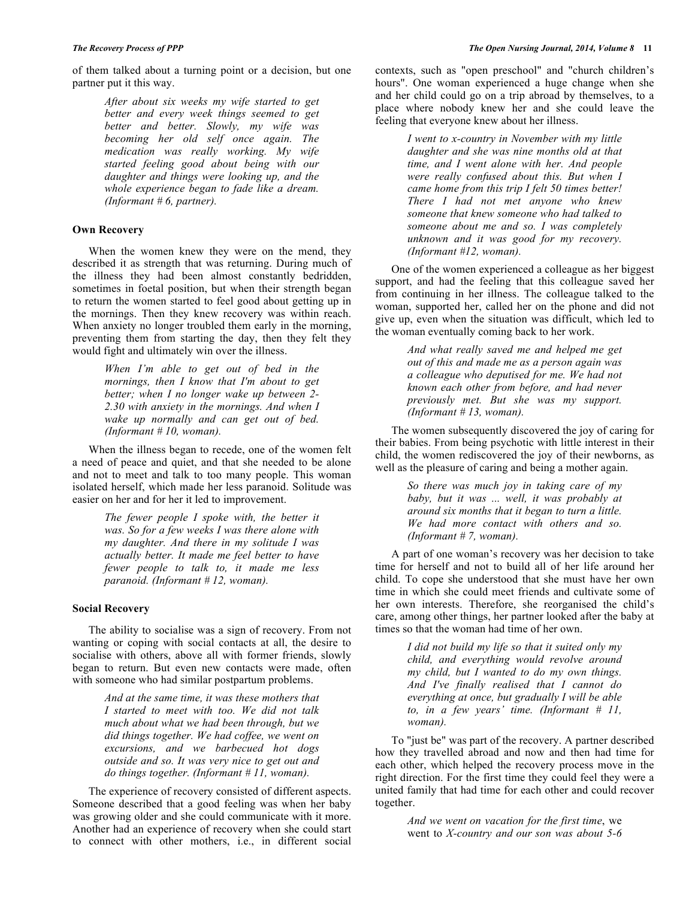of them talked about a turning point or a decision, but one partner put it this way.

> *After about six weeks my wife started to get better and every week things seemed to get better and better. Slowly, my wife was becoming her old self once again. The medication was really working. My wife started feeling good about being with our daughter and things were looking up, and the whole experience began to fade like a dream. (Informant # 6, partner).*

### Own Recovery

When the women knew they were on the mend, they described it as strength that was returning. During much of the illness they had been almost constantly bedridden, sometimes in foetal position, but when their strength began to return the women started to feel good about getting up in the mornings. Then they knew recovery was within reach. When anxiety no longer troubled them early in the morning, preventing them from starting the day, then they felt they would fight and ultimately win over the illness.

> *When I'm able to get out of bed in the mornings, then I know that I'm about to get better; when I no longer wake up between 2-2.30 with anxiety in the mornings. And when I wake up normally and can get out of bed. (Informant # 10, woman).*

When the illness began to recede, one of the women felt a need of peace and quiet, and that she needed to be alone and not to meet and talk to too many people. This woman isolated herself, which made her less paranoid. Solitude was easier on her and for her it led to improvement.

> *The fewer people I spoke with, the better it was. So for a few weeks I was there alone with my daughter. And there in my solitude I was actually better. It made me feel better to have fewer people to talk to, it made me less paranoid. (Informant # 12, woman).*

### Social Recovery

The ability to socialise was a sign of recovery. From not wanting or coping with social contacts at all, the desire to socialise with others, above all with former friends, slowly began to return. But even new contacts were made, often with someone who had similar postpartum problems.

> *And at the same time, it was these mothers that I started to meet with too. We did not talk much about what we had been through, but we did things together. We had coffee, we went on excursions, and we barbecued hot dogs outside and so. It was very nice to get out and do things together. (Informant # 11, woman).*

The experience of recovery consisted of different aspects. Someone described that a good feeling was when her baby was growing older and she could communicate with it more. Another had an experience of recovery when she could start to connect with other mothers, i.e., in different social contexts, such as "open preschool" and "church children's hours". One woman experienced a huge change when she and her child could go on a trip abroad by themselves, to a place where nobody knew her and she could leave the feeling that everyone knew about her illness.

> *I went to x-country in November with my little daughter and she was nine months old at that time, and I went alone with her. And people were really confused about this. But when I came home from this trip I felt 50 times better! There I had not met anyone who knew someone that knew someone who had talked to someone about me and so. I was completely unknown and it was good for my recovery. (Informant #12, woman).*

One of the women experienced a colleague as her biggest support, and had the feeling that this colleague saved her from continuing in her illness. The colleague talked to the woman, supported her, called her on the phone and did not give up, even when the situation was difficult, which led to the woman eventually coming back to her work.

> *And what really saved me and helped me get out of this and made me as a person again was a colleague who deputised for me. We had not known each other from before, and had never previously met. But she was my support. (Informant # 13, woman).*

The women subsequently discovered the joy of caring for their babies. From being psychotic with little interest in their child, the women rediscovered the joy of their newborns, as well as the pleasure of caring and being a mother again.

> *So there was much joy in taking care of my baby, but it was ... well, it was probably at around six months that it began to turn a little. We had more contact with others and so. (Informant # 7, woman).*

A part of one woman's recovery was her decision to take time for herself and not to build all of her life around her child. To cope she understood that she must have her own time in which she could meet friends and cultivate some of her own interests. Therefore, she reorganised the child's care, among other things, her partner looked after the baby at times so that the woman had time of her own.

> *I did not build my life so that it suited only my child, and everything would revolve around my child, but I wanted to do my own things. And I've finally realised that I cannot do everything at once, but gradually I will be able to, in a few years' time. (Informant # 11, woman).*

To "just be" was part of the recovery. A partner described how they travelled abroad and now and then had time for each other, which helped the recovery process move in the right direction. For the first time they could feel they were a united family that had time for each other and could recover together.

> *And we went on vacation for the first time*, we went to *X-country and our son was about 5-6*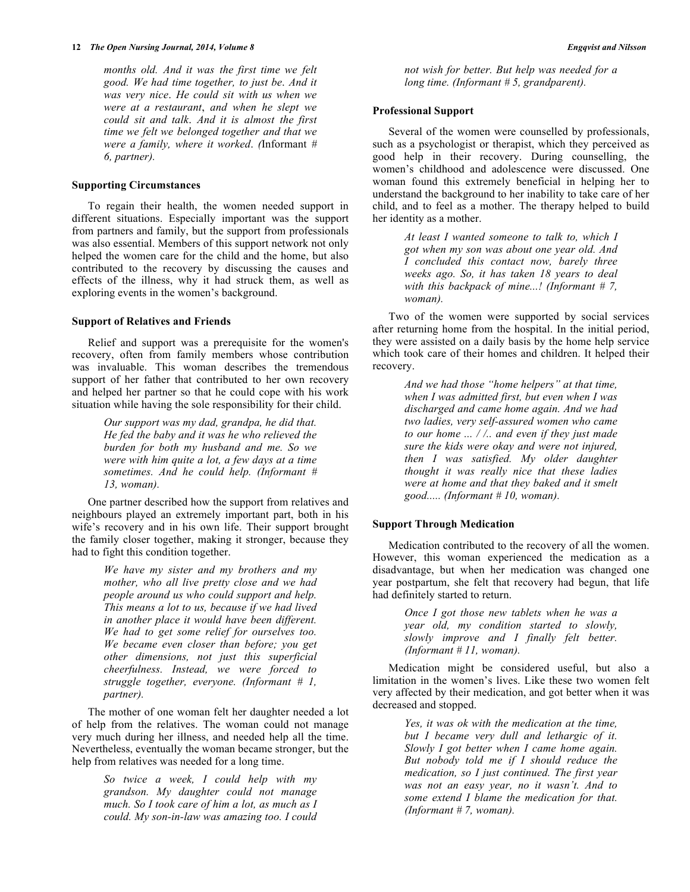> *months old. And it was the first time we felt good. We had time together, to just be. And it was very nice. He could sit with us when we were at a restaurant, and when he slept we could sit and talk. And it is almost the first time we felt we belonged together and that we were a family, where it worked. (Informant # 6, partner).*

### Supporting Circumstances

To regain their health, the women needed support in different situations. Especially important was the support from partners and family, but the support from professionals was also essential. Members of this support network not only helped the women care for the child and the home, but also contributed to the recovery by discussing the causes and effects of the illness, why it had struck them, as well as exploring events in the women's background.

### Support of Relatives and Friends

Relief and support was a prerequisite for the women's recovery, often from family members whose contribution was invaluable. This woman describes the tremendous support of her father that contributed to her own recovery and helped her partner so that he could cope with his work situation while having the sole responsibility for their child.

> *Our support was my dad, grandpa, he did that. He fed the baby and it was he who relieved the burden for both my husband and me. So we were with him quite a lot, a few days at a time sometimes. And he could help. (Informant # 13, woman).*

One partner described how the support from relatives and neighbours played an extremely important part, both in his wife's recovery and in his own life. Their support brought the family closer together, making it stronger, because they had to fight this condition together.

> *We have my sister and my brothers and my mother, who all live pretty close and we had people around us who could support and help. This means a lot to us, because if we had lived in another place it would have been different. We had to get some relief for ourselves too. We became even closer than before; you get other dimensions, not just this superficial cheerfulness. Instead, we were forced to struggle together, everyone. (Informant # 1, partner).*

The mother of one woman felt her daughter needed a lot of help from the relatives. The woman could not manage very much during her illness, and needed help all the time. Nevertheless, eventually the woman became stronger, but the help from relatives was needed for a long time.

> *So twice a week, I could help with my grandson. My daughter could not manage much. So I took care of him a lot, as much as I could. My son-in-law was amazing too. I could not wish for better. But help was needed for a long time. (Informant # 5, grandparent).*

### Professional Support

Several of the women were counselled by professionals, such as a psychologist or therapist, which they perceived as good help in their recovery. During counselling, the women's childhood and adolescence were discussed. One woman found this extremely beneficial in helping her to understand the background to her inability to take care of her child, and to feel as a mother. The therapy helped to build her identity as a mother.

> *At least I wanted someone to talk to, which I got when my son was about one year old. And I concluded this contact now, barely three weeks ago. So, it has taken 18 years to deal with this backpack of mine...! (Informant # 7, woman).*

Two of the women were supported by social services after returning home from the hospital. In the initial period, they were assisted on a daily basis by the home help service which took care of their homes and children. It helped their recovery.

> *And we had those "home helpers" at that time, when I was admitted first, but even when I was discharged and came home again. And we had two ladies, very self-assured women who came to our home ... / /.. and even if they just made sure the kids were okay and were not injured, then I was satisfied. My older daughter thought it was really nice that these ladies were at home and that they baked and it smelt good..... (Informant # 10, woman).*

### Support Through Medication

Medication contributed to the recovery of all the women. However, this woman experienced the medication as a disadvantage, but when her medication was changed one year postpartum, she felt that recovery had begun, that life had definitely started to return.

> *Once I got those new tablets when he was a year old, my condition started to slowly, slowly improve and I finally felt better. (Informant # 11, woman).*

Medication might be considered useful, but also a limitation in the women's lives. Like these two women felt very affected by their medication, and got better when it was decreased and stopped.

> *Yes, it was ok with the medication at the time, but I became very dull and lethargic of it. Slowly I got better when I came home again. But nobody told me if I should reduce the medication, so I just continued. The first year was not an easy year, no it wasn't. And to some extend I blame the medication for that. (Informant # 7, woman).*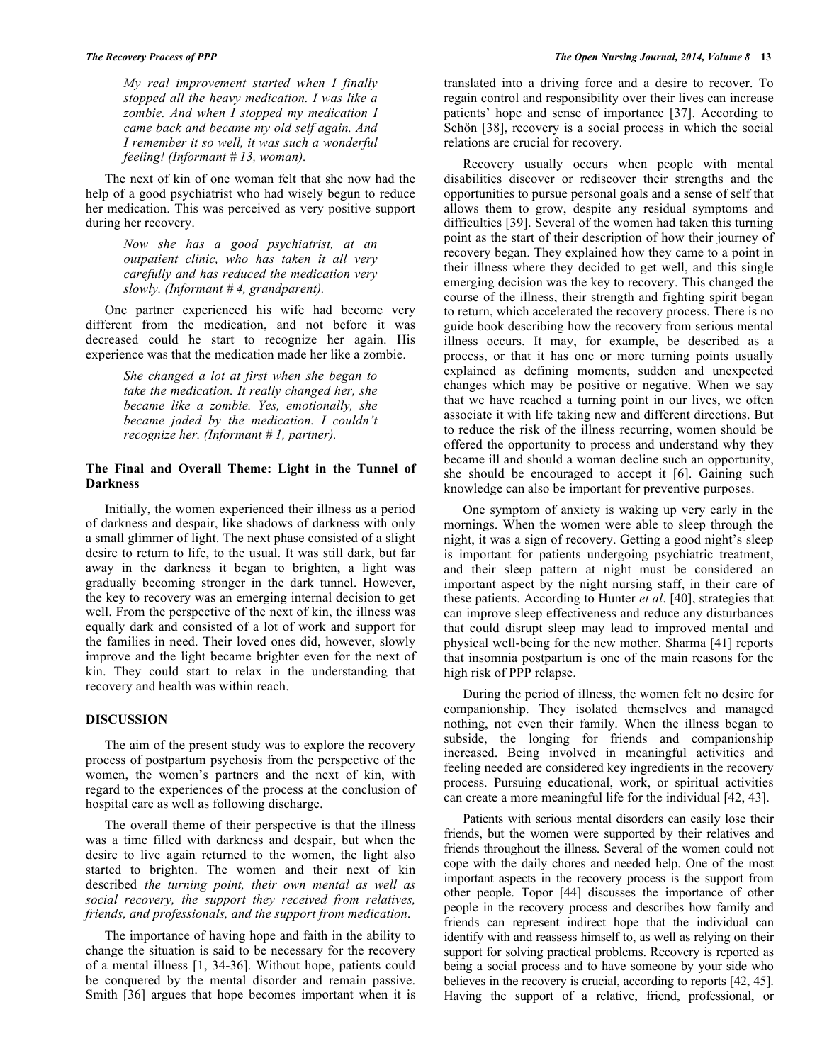> *My real improvement started when I finally stopped all the heavy medication. I was like a zombie. And when I stopped my medication I came back and became my old self again. And I remember it so well, it was such a wonderful feeling! (Informant # 13, woman).*

The next of kin of one woman felt that she now had the help of a good psychiatrist who had wisely begun to reduce her medication. This was perceived as very positive support during her recovery.

> *Now she has a good psychiatrist, at an outpatient clinic, who has taken it all very carefully and has reduced the medication very slowly. (Informant # 4, grandparent).*

One partner experienced his wife had become very different from the medication, and not before it was decreased could he start to recognize her again. His experience was that the medication made her like a zombie.

> *She changed a lot at first when she began to take the medication. It really changed her, she became like a zombie. Yes, emotionally, she became jaded by the medication. I couldn't recognize her. (Informant # 1, partner).*

### The Final and Overall Theme: Light in the Tunnel of Darkness

Initially, the women experienced their illness as a period of darkness and despair, like shadows of darkness with only a small glimmer of light. The next phase consisted of a slight desire to return to life, to the usual. It was still dark, but far away in the darkness it began to brighten, a light was gradually becoming stronger in the dark tunnel. However, the key to recovery was an emerging internal decision to get well. From the perspective of the next of kin, the illness was equally dark and consisted of a lot of work and support for the families in need. Their loved ones did, however, slowly improve and the light became brighter even for the next of kin. They could start to relax in the understanding that recovery and health was within reach.

## DISCUSSION

The aim of the present study was to explore the recovery process of postpartum psychosis from the perspective of the women, the women's partners and the next of kin, with regard to the experiences of the process at the conclusion of hospital care as well as following discharge.

The overall theme of their perspective is that the illness was a time filled with darkness and despair, but when the desire to live again returned to the women, the light also started to brighten. The women and their next of kin described *the turning point, their own mental as well as social recovery, the support they received from relatives, friends, and professionals, and the support from medication*.

The importance of having hope and faith in the ability to change the situation is said to be necessary for the recovery of a mental illness [1, 34-36]. Without hope, patients could be conquered by the mental disorder and remain passive. Smith [36] argues that hope becomes important when it is translated into a driving force and a desire to recover. To regain control and responsibility over their lives can increase patients' hope and sense of importance [37]. According to Schön [38], recovery is a social process in which the social relations are crucial for recovery.

Recovery usually occurs when people with mental disabilities discover or rediscover their strengths and the opportunities to pursue personal goals and a sense of self that allows them to grow, despite any residual symptoms and difficulties [39]. Several of the women had taken this turning point as the start of their description of how their journey of recovery began. They explained how they came to a point in their illness where they decided to get well, and this single emerging decision was the key to recovery. This changed the course of the illness, their strength and fighting spirit began to return, which accelerated the recovery process. There is no guide book describing how the recovery from serious mental illness occurs. It may, for example, be described as a process, or that it has one or more turning points usually explained as defining moments, sudden and unexpected changes which may be positive or negative. When we say that we have reached a turning point in our lives, we often associate it with life taking new and different directions. But to reduce the risk of the illness recurring, women should be offered the opportunity to process and understand why they became ill and should a woman decline such an opportunity, she should be encouraged to accept it [6]. Gaining such knowledge can also be important for preventive purposes.

One symptom of anxiety is waking up very early in the mornings. When the women were able to sleep through the night, it was a sign of recovery. Getting a good night's sleep is important for patients undergoing psychiatric treatment, and their sleep pattern at night must be considered an important aspect by the night nursing staff, in their care of these patients. According to Hunter *et al*. [40], strategies that can improve sleep effectiveness and reduce any disturbances that could disrupt sleep may lead to improved mental and physical well-being for the new mother. Sharma [41] reports that insomnia postpartum is one of the main reasons for the high risk of PPP relapse.

During the period of illness, the women felt no desire for companionship. They isolated themselves and managed nothing, not even their family. When the illness began to subside, the longing for friends and companionship increased. Being involved in meaningful activities and feeling needed are considered key ingredients in the recovery process. Pursuing educational, work, or spiritual activities can create a more meaningful life for the individual [42, 43].

Patients with serious mental disorders can easily lose their friends, but the women were supported by their relatives and friends throughout the illness. Several of the women could not cope with the daily chores and needed help. One of the most important aspects in the recovery process is the support from other people. Topor [44] discusses the importance of other people in the recovery process and describes how family and friends can represent indirect hope that the individual can identify with and reassess himself to, as well as relying on their support for solving practical problems. Recovery is reported as being a social process and to have someone by your side who believes in the recovery is crucial, according to reports [42, 45]. Having the support of a relative, friend, professional, or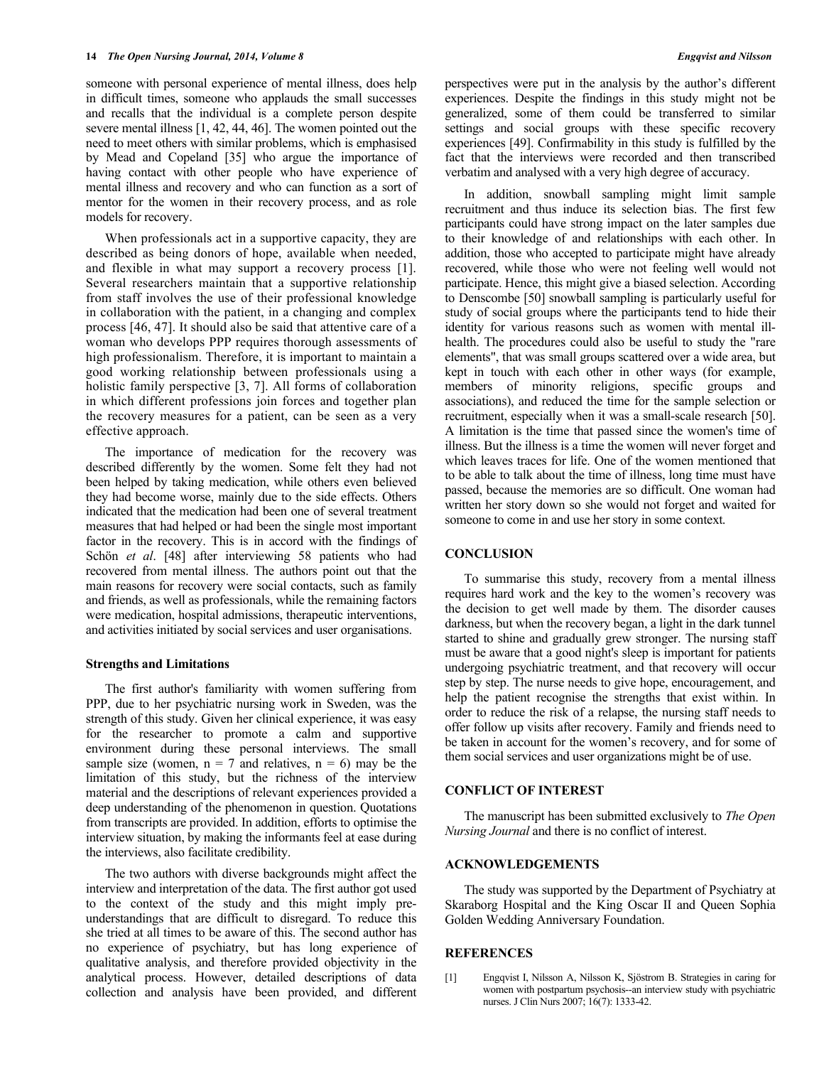someone with personal experience of mental illness, does help in difficult times, someone who applauds the small successes and recalls that the individual is a complete person despite severe mental illness [1, 42, 44, 46]. The women pointed out the need to meet others with similar problems, which is emphasised by Mead and Copeland [35] who argue the importance of having contact with other people who have experience of mental illness and recovery and who can function as a sort of mentor for the women in their recovery process, and as role models for recovery.

When professionals act in a supportive capacity, they are described as being donors of hope, available when needed, and flexible in what may support a recovery process [1]. Several researchers maintain that a supportive relationship from staff involves the use of their professional knowledge in collaboration with the patient, in a changing and complex process [46, 47]. It should also be said that attentive care of a woman who develops PPP requires thorough assessments of high professionalism. Therefore, it is important to maintain a good working relationship between professionals using a holistic family perspective [3, 7]. All forms of collaboration in which different professions join forces and together plan the recovery measures for a patient, can be seen as a very effective approach.

The importance of medication for the recovery was described differently by the women. Some felt they had not been helped by taking medication, while others even believed they had become worse, mainly due to the side effects. Others indicated that the medication had been one of several treatment measures that had helped or had been the single most important factor in the recovery. This is in accord with the findings of Schön *et al*. [48] after interviewing 58 patients who had recovered from mental illness. The authors point out that the main reasons for recovery were social contacts, such as family and friends, as well as professionals, while the remaining factors were medication, hospital admissions, therapeutic interventions, and activities initiated by social services and user organisations.

### Strengths and Limitations

The first author's familiarity with women suffering from PPP, due to her psychiatric nursing work in Sweden, was the strength of this study. Given her clinical experience, it was easy for the researcher to promote a calm and supportive environment during these personal interviews. The small sample size (women, n = 7 and relatives, n = 6) may be the limitation of this study, but the richness of the interview material and the descriptions of relevant experiences provided a deep understanding of the phenomenon in question. Quotations from transcripts are provided. In addition, efforts to optimise the interview situation, by making the informants feel at ease during the interviews, also facilitate credibility.

The two authors with diverse backgrounds might affect the interview and interpretation of the data. The first author got used to the context of the study and this might imply pre-understandings that are difficult to disregard. To reduce this she tried at all times to be aware of this. The second author has no experience of psychiatry, but has long experience of qualitative analysis, and therefore provided objectivity in the analytical process. However, detailed descriptions of data collection and analysis have been provided, and different perspectives were put in the analysis by the author's different experiences. Despite the findings in this study might not be generalized, some of them could be transferred to similar settings and social groups with these specific recovery experiences [49]. Confirmability in this study is fulfilled by the fact that the interviews were recorded and then transcribed verbatim and analysed with a very high degree of accuracy.

In addition, snowball sampling might limit sample recruitment and thus induce its selection bias. The first few participants could have strong impact on the later samples due to their knowledge of and relationships with each other. In addition, those who accepted to participate might have already recovered, while those who were not feeling well would not participate. Hence, this might give a biased selection. According to Denscombe [50] snowball sampling is particularly useful for study of social groups where the participants tend to hide their identity for various reasons such as women with mental ill-health. The procedures could also be useful to study the "rare elements", that was small groups scattered over a wide area, but kept in touch with each other in other ways (for example, members of minority religions, specific groups and associations), and reduced the time for the sample selection or recruitment, especially when it was a small-scale research [50]. A limitation is the time that passed since the women's time of illness. But the illness is a time the women will never forget and which leaves traces for life. One of the women mentioned that to be able to talk about the time of illness, long time must have passed, because the memories are so difficult. One woman had written her story down so she would not forget and waited for someone to come in and use her story in some context.

## CONCLUSION

To summarise this study, recovery from a mental illness requires hard work and the key to the women's recovery was the decision to get well made by them. The disorder causes darkness, but when the recovery began, a light in the dark tunnel started to shine and gradually grew stronger. The nursing staff must be aware that a good night's sleep is important for patients undergoing psychiatric treatment, and that recovery will occur step by step. The nurse needs to give hope, encouragement, and help the patient recognise the strengths that exist within. In order to reduce the risk of a relapse, the nursing staff needs to offer follow up visits after recovery. Family and friends need to be taken in account for the women's recovery, and for some of them social services and user organizations might be of use.

## CONFLICT OF INTEREST

The manuscript has been submitted exclusively to *The Open Nursing Journal* and there is no conflict of interest.

## ACKNOWLEDGEMENTS

The study was supported by the Department of Psychiatry at Skaraborg Hospital and the King Oscar II and Queen Sophia Golden Wedding Anniversary Foundation.

## REFERENCES

[1] Engqvist I, Nilsson A, Nilsson K, Sjöstrom B. Strategies in caring for women with postpartum psychosis--an interview study with psychiatric nurses. J Clin Nurs 2007; 16(7): 1333-42.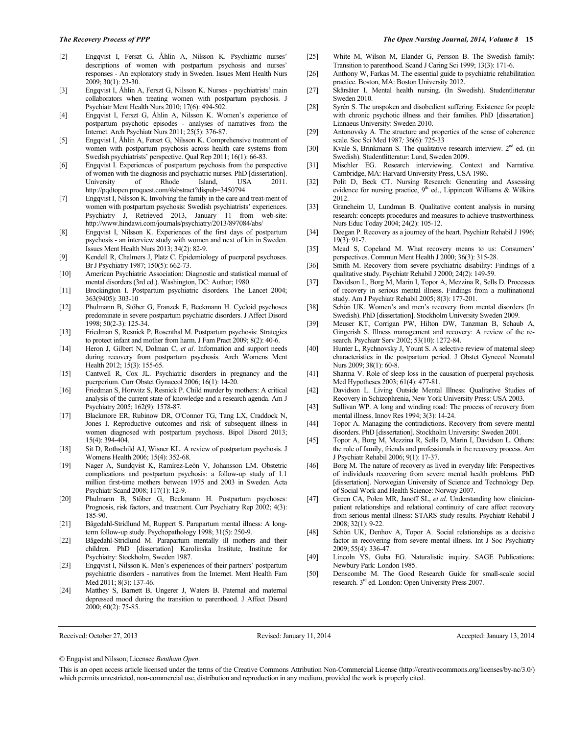[2] Engqvist I, Ferszt G, Åhlin A, Nilsson K. Psychiatric nurses' descriptions of women with postpartum psychosis and nurses' responses - An exploratory study in Sweden. Issues Ment Health Nurs 2009; 30(1): 23-30.

[3] Engqvist I, Åhlin A, Ferszt G, Nilsson K. Nurses - psychiatrists' main collaborators when treating women with postpartum psychosis. J Psychiatr Ment Health Nurs 2010; 17(6): 494-502.

[4] Engqvist I, Ferszt G, Åhlin A, Nilsson K. Women's experience of postpartum psychotic episodes - analyses of narratives from the Internet. Arch Psychiatr Nurs 2011; 25(5): 376-87.

[5] Engqvist I, Åhlin A, Ferszt G, Nilsson K. Comprehensive treatment of women with postpartum psychosis across health care systems from Swedish psychiatrists' perspective. Qual Rep 2011; 16(1): 66-83.

[6] Engqvist I. Experiences of postpartum psychosis from the perspective of women with the diagnosis and psychiatric nurses. PhD [dissertation]. University of Rhode Island, USA 2011. http://pqdtopen.proquest.com/#abstract?dispub=3450794

[7] Engqvist I, Nilsson K. Involving the family in the care and treat-ment of women with postpartum psychosis: Swedish psychiatrists' experiences. Psychiatry J, Retrieved 2013, January 11 from web-site: http://www.hindawi.com/journals/psychiatry/2013/897084/abs/

[8] Engqvist I, Nilsson K. Experiences of the first days of postpartum psychosis - an interview study with women and next of kin in Sweden. Issues Ment Health Nurs 2013; 34(2): 82-9.

[9] Kendell R, Chalmers J, Platz C. Epidemiology of puerperal psychoses. Br J Psychiatry 1987; 150(5): 662-73.

[10] American Psychiatric Association: Diagnostic and statistical manual of mental disorders (3rd ed.). Washington, DC: Author; 1980.

[11] Brockington I. Postpartum psychiatric disorders. The Lancet 2004; 363(9405): 303-10

[12] Phulmann B, Stöber G, Franzek E, Beckmann H. Cycloid psychoses predominate in severe postpartum psychiatric disorders. J Affect Disord 1998; 50(2-3): 125-34.

[13] Friedman S, Resnick P, Rosenthal M. Postpartum psychosis: Strategies to protect infant and mother from harm. J Fam Pract 2009; 8(2): 40-6.

[14] Heron J, Gilbert N, Dolman C, *et al*. Information and support needs during recovery from postpartum psychosis. Arch Womens Ment Health 2012; 15(3): 155-65.

[15] Cantwell R, Cox JL. Psychiatric disorders in pregnancy and the puerperium. Curr Obstet Gynaecol 2006; 16(1): 14-20.

[16] Friedman S, Horwitz S, Resnick P. Child murder by mothers: A critical analysis of the current state of knowledge and a research agenda. Am J Psychiatry 2005; 162(9): 1578-87.

[17] Blackmore ER, Rubinow DR, O'Connor TG, Tang LX, Craddock N, Jones I. Reproductive outcomes and risk of subsequent illness in women diagnosed with postpartum psychosis. Bipol Disord 2013; 15(4): 394-404.

[18] Sit D, Rothschild AJ, Wisner KL. A review of postpartum psychosis. J Womens Health 2006; 15(4): 352-68.

[19] Nager A, Sundqvist K, Ramírez-León V, Johansson LM. Obstetric complications and postpartum psychosis: a follow-up study of 1.1 million first-time mothers between 1975 and 2003 in Sweden. Acta Psychiatr Scand 2008; 117(1): 12-9.

[20] Phulmann B, Stöber G, Beckmann H. Postpartum psychoses: Prognosis, risk factors, and treatment. Curr Psychiatry Rep 2002; 4(3): 185-90.

[21] Bågedahl-Stridlund M, Ruppert S. Parapartum mental illness: A long-term follow-up study. Psychopathology 1998; 31(5): 250-9.

[22] Bågedahl-Stridlund M. Parapartum mentally ill mothers and their children. PhD [dissertation] Karolinska Institute, Institute for Psychiatry: Stockholm, Sweden 1987.

[23] Engqvist I, Nilsson K. Men's experiences of their partners' postpartum psychiatric disorders - narratives from the Internet. Ment Health Fam Med 2011; 8(3): 137-46.

[24] Matthey S, Barnett B, Ungerer J, Waters B. Paternal and maternal depressed mood during the transition to parenthood. J Affect Disord 2000; 60(2): 75-85.

[25] White M, Wilson M, Elander G, Persson B. The Swedish family: Transition to parenthood. Scand J Caring Sci 1999; 13(3): 171-6.

[26] Anthony W, Farkas M. The essential guide to psychiatric rehabilitation practice. Boston, MA: Boston University 2012.

[27] Skärsäter I. Mental health nursing. (In Swedish). Studentlitteratur Sweden 2010.

[28] Syrén S. The unspoken and disobedient suffering. Existence for people with chronic psychotic illness and their families. PhD [dissertation]. Linnaeus University: Sweden 2010.

[29] Antonovsky A. The structure and properties of the sense of coherence scale. Soc Sci Med 1987*;* 36(6): 725-33

[30] Kvale S, Brinkmann S. The qualitative research interview. 2nd ed. (in Swedish). Studentlitteratur: Lund, Sweden 2009.

[31] Mischler EG. Research interviewing. Context and Narrative. Cambridge, MA: Harvard University Press, USA 1986.

[32] Polit D, Beck CT. Nursing Research: Generating and Assessing evidence for nursing practice, 9th ed., Lippincott Williams & Wilkins 2012.

[33] Graneheim U, Lundman B. Qualitative content analysis in nursing research: concepts procedures and measures to achieve trustworthiness. Nurs Educ Today 2004; 24(2): 105-12.

[34] Deegan P. Recovery as a journey of the heart. Psychiatr Rehabil J 1996; 19(3): 91-7.

[35] Mead S, Copeland M. What recovery means to us: Consumers' perspectives. Commun Ment Health J 2000; 36(3): 315-28.

[36] Smith M. Recovery from severe psychiatric disability: Findings of a qualitative study. Psychiatr Rehabil J 2000; 24(2): 149-59.

[37] Davidson L, Borg M, Marin I, Topor A, Mezzina R, Sells D. Processes of recovery in serious mental illness. Findings from a multinational study. Am J Psychiatr Rehabil 2005; 8(3): 177-201.

[38] Schön UK. Women's and men's recovery from mental disorders (In Swedish). PhD [dissertation]. Stockholm University Sweden 2009.

[39] Meuser KT, Corrigan PW, Hilton DW, Tanzman B, Schaub A, Gingerish S. Illness management and recovery: A review of the re-search. Psychiatr Serv 2002; 53(10): 1272-84.

[40] Hunter L, Rychnovsky J, Yount S. A selective review of maternal sleep characteristics in the postpartum period. J Obstet Gynceol Neonatal Nurs 2009; 38(1): 60-8.

[41] Sharma V. Role of sleep loss in the causation of puerperal psychosis. Med Hypotheses 2003; 61(4): 477-81.

[42] Davidson L. Living Outside Mental Illness: Qualitative Studies of Recovery in Schizophrenia, New York University Press: USA 2003.

[43] Sullivan WP. A long and winding road: The process of recovery from mental illness. Innov Res 1994; 3(3): 14-24.

[44] Topor A. Managing the contradictions. Recovery from severe mental disorders. PhD [dissertation]. Stockholm University: Sweden 2001.

[45] Topor A, Borg M, Mezzina R, Sells D, Marin I, Davidson L. Others: the role of family, friends and professionals in the recovery process. Am J Psychiatr Rehabil 2006; 9(1): 17-37.

[46] Borg M. The nature of recovery as lived in everyday life: Perspectives of individuals recovering from severe mental health problems. PhD [dissertation]. Norwegian University of Science and Technology Dep. of Social Work and Health Science: Norway 2007.

[47] Green CA, Polen MR, Janoff SL, *et al*. Understanding how clinician-patient relationships and relational continuity of care affect recovery from serious mental illness: STARS study results. Psychiatr Rehabil J 2008; 32(1): 9-22.

[48] Schön UK, Denhov A, Topor A. Social relationships as a decisive factor in recovering from severe mental illness. Int J Soc Psychiatry 2009; 55(4): 336-47.

[49] Lincoln YS, Guba EG. Naturalistic inquiry. SAGE Publications: Newbury Park: London 1985.

[50] Denscombe M. The Good Research Guide for small-scale social research. 3rd ed. London: Open University Press 2007.

Received: October 27, 2013 Revised: January 11, 2014 Accepted: January 13, 2014

© Engqvist and Nilsson; Licensee *Bentham Open*.

This is an open access article licensed under the terms of the Creative Commons Attribution Non-Commercial License (http://creativecommons.org/licenses/by-nc/3.0/) which permits unrestricted, non-commercial use, distribution and reproduction in any medium, provided the work is properly cited.